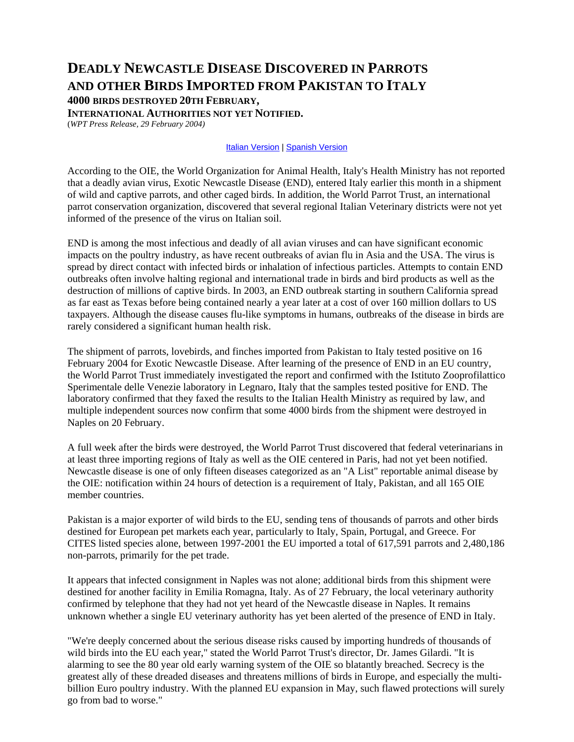# DEADLY NEWCASTLE DISEASE DISCOVERED IN PARROTS AND OTHER BIRDS IMPORTED FROM PAKISTAN TO ITALY

**4000 BIRDS DESTROYED 20TH FEBRUARY,**
**INTERNATIONAL AUTHORITIES NOT YET NOTIFIED.**
(*WPT Press Release, 29 February 2004)*

Italian Version | Spanish Version

According to the OIE, the World Organization for Animal Health, Italy's Health Ministry has not reported that a deadly avian virus, Exotic Newcastle Disease (END), entered Italy earlier this month in a shipment of wild and captive parrots, and other caged birds. In addition, the World Parrot Trust, an international parrot conservation organization, discovered that several regional Italian Veterinary districts were not yet informed of the presence of the virus on Italian soil.

END is among the most infectious and deadly of all avian viruses and can have significant economic impacts on the poultry industry, as have recent outbreaks of avian flu in Asia and the USA. The virus is spread by direct contact with infected birds or inhalation of infectious particles. Attempts to contain END outbreaks often involve halting regional and international trade in birds and bird products as well as the destruction of millions of captive birds. In 2003, an END outbreak starting in southern California spread as far east as Texas before being contained nearly a year later at a cost of over 160 million dollars to US taxpayers. Although the disease causes flu-like symptoms in humans, outbreaks of the disease in birds are rarely considered a significant human health risk.

The shipment of parrots, lovebirds, and finches imported from Pakistan to Italy tested positive on 16 February 2004 for Exotic Newcastle Disease. After learning of the presence of END in an EU country, the World Parrot Trust immediately investigated the report and confirmed with the Istituto Zooprofilattico Sperimentale delle Venezie laboratory in Legnaro, Italy that the samples tested positive for END. The laboratory confirmed that they faxed the results to the Italian Health Ministry as required by law, and multiple independent sources now confirm that some 4000 birds from the shipment were destroyed in Naples on 20 February.

A full week after the birds were destroyed, the World Parrot Trust discovered that federal veterinarians in at least three importing regions of Italy as well as the OIE centered in Paris, had not yet been notified. Newcastle disease is one of only fifteen diseases categorized as an "A List" reportable animal disease by the OIE: notification within 24 hours of detection is a requirement of Italy, Pakistan, and all 165 OIE member countries.

Pakistan is a major exporter of wild birds to the EU, sending tens of thousands of parrots and other birds destined for European pet markets each year, particularly to Italy, Spain, Portugal, and Greece. For CITES listed species alone, between 1997-2001 the EU imported a total of 617,591 parrots and 2,480,186 non-parrots, primarily for the pet trade.

It appears that infected consignment in Naples was not alone; additional birds from this shipment were destined for another facility in Emilia Romagna, Italy. As of 27 February, the local veterinary authority confirmed by telephone that they had not yet heard of the Newcastle disease in Naples. It remains unknown whether a single EU veterinary authority has yet been alerted of the presence of END in Italy.

"We're deeply concerned about the serious disease risks caused by importing hundreds of thousands of wild birds into the EU each year," stated the World Parrot Trust's director, Dr. James Gilardi. "It is alarming to see the 80 year old early warning system of the OIE so blatantly breached. Secrecy is the greatest ally of these dreaded diseases and threatens millions of birds in Europe, and especially the multi-billion Euro poultry industry. With the planned EU expansion in May, such flawed protections will surely go from bad to worse."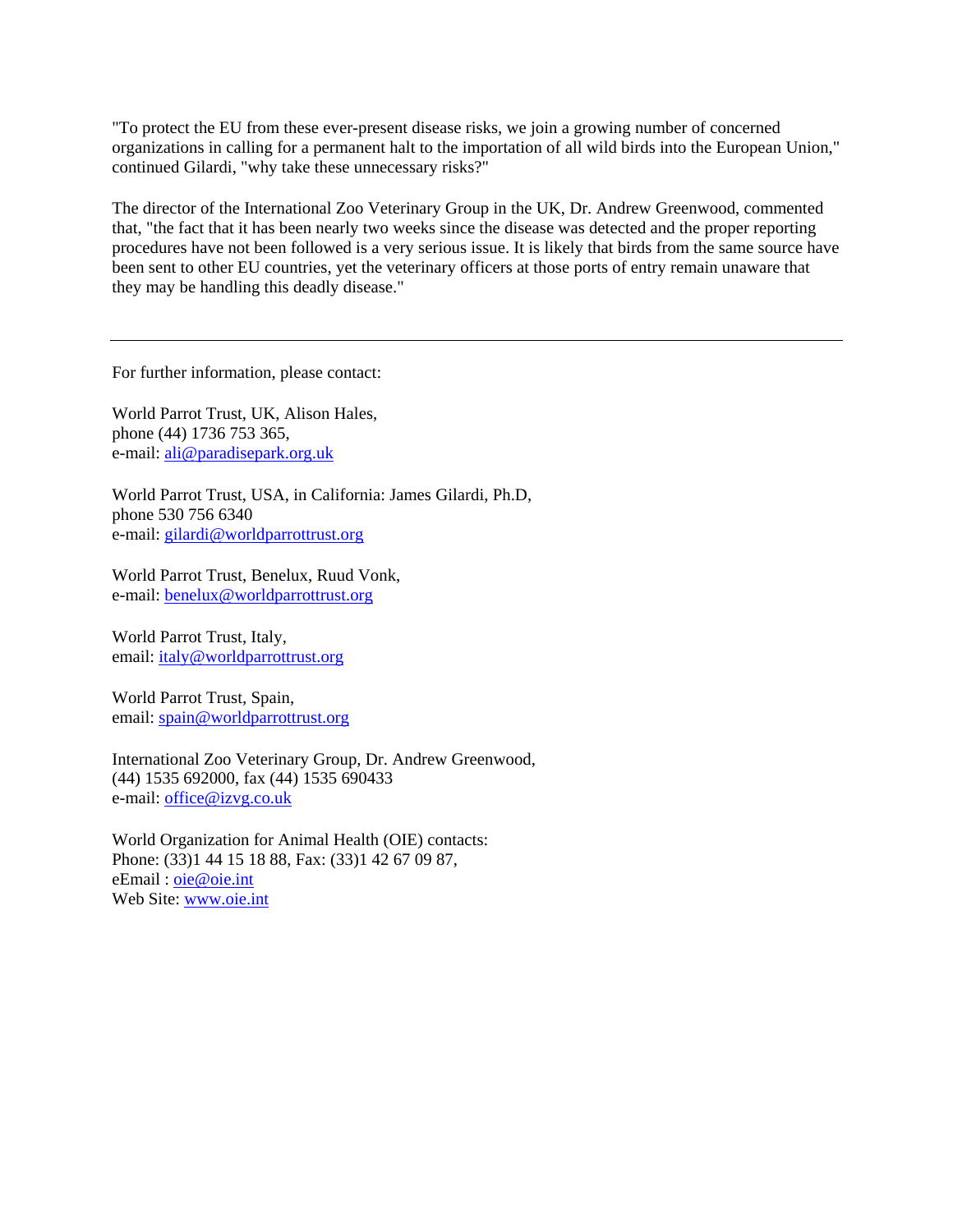"To protect the EU from these ever-present disease risks, we join a growing number of concerned organizations in calling for a permanent halt to the importation of all wild birds into the European Union," continued Gilardi, "why take these unnecessary risks?"

The director of the International Zoo Veterinary Group in the UK, Dr. Andrew Greenwood, commented that, "the fact that it has been nearly two weeks since the disease was detected and the proper reporting procedures have not been followed is a very serious issue. It is likely that birds from the same source have been sent to other EU countries, yet the veterinary officers at those ports of entry remain unaware that they may be handling this deadly disease."

---

For further information, please contact:

World Parrot Trust, UK, Alison Hales,
phone (44) 1736 753 365,
e-mail: ali@paradisepark.org.uk

World Parrot Trust, USA, in California: James Gilardi, Ph.D,
phone 530 756 6340
e-mail: gilardi@worldparrottrust.org

World Parrot Trust, Benelux, Ruud Vonk,
e-mail: benelux@worldparrottrust.org

World Parrot Trust, Italy,
email: italy@worldparrottrust.org

World Parrot Trust, Spain,
email: spain@worldparrottrust.org

International Zoo Veterinary Group, Dr. Andrew Greenwood,
(44) 1535 692000, fax (44) 1535 690433
e-mail: office@izvg.co.uk

World Organization for Animal Health (OIE) contacts:
Phone: (33)1 44 15 18 88, Fax: (33)1 42 67 09 87,
eEmail : oie@oie.int
Web Site: www.oie.int